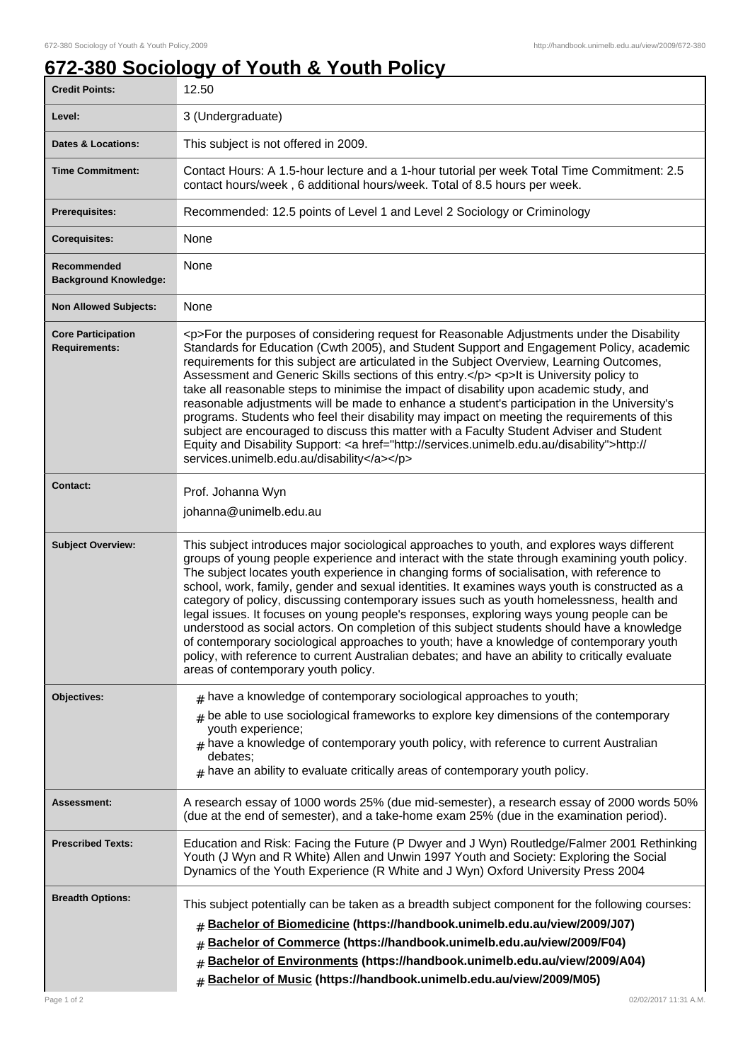# 672-380 Sociology of Youth & Youth Policy

| | |
|---|---|
| **Credit Points:** | 12.50 |
| **Level:** | 3 (Undergraduate) |
| **Dates & Locations:** | This subject is not offered in 2009. |
| **Time Commitment:** | Contact Hours: A 1.5-hour lecture and a 1-hour tutorial per week Total Time Commitment: 2.5 contact hours/week , 6 additional hours/week. Total of 8.5 hours per week. |
| **Prerequisites:** | Recommended: 12.5 points of Level 1 and Level 2 Sociology or Criminology |
| **Corequisites:** | None |
| **Recommended Background Knowledge:** | None |
| **Non Allowed Subjects:** | None |
| **Core Participation Requirements:** | <p>For the purposes of considering request for Reasonable Adjustments under the Disability Standards for Education (Cwth 2005), and Student Support and Engagement Policy, academic requirements for this subject are articulated in the Subject Overview, Learning Outcomes, Assessment and Generic Skills sections of this entry.</p> <p>It is University policy to take all reasonable steps to minimise the impact of disability upon academic study, and reasonable adjustments will be made to enhance a student's participation in the University's programs. Students who feel their disability may impact on meeting the requirements of this subject are encouraged to discuss this matter with a Faculty Student Adviser and Student Equity and Disability Support: <a href="http://services.unimelb.edu.au/disability">http://services.unimelb.edu.au/disability</a></p> |
| **Contact:** | Prof. Johanna Wyn<br>johanna@unimelb.edu.au |
| **Subject Overview:** | This subject introduces major sociological approaches to youth, and explores ways different groups of young people experience and interact with the state through examining youth policy. The subject locates youth experience in changing forms of socialisation, with reference to school, work, family, gender and sexual identities. It examines ways youth is constructed as a category of policy, discussing contemporary issues such as youth homelessness, health and legal issues. It focuses on young people's responses, exploring ways young people can be understood as social actors. On completion of this subject students should have a knowledge of contemporary sociological approaches to youth; have a knowledge of contemporary youth policy, with reference to current Australian debates; and have an ability to critically evaluate areas of contemporary youth policy. |
| **Objectives:** | # have a knowledge of contemporary sociological approaches to youth;<br># be able to use sociological frameworks to explore key dimensions of the contemporary youth experience;<br># have a knowledge of contemporary youth policy, with reference to current Australian debates;<br># have an ability to evaluate critically areas of contemporary youth policy. |
| **Assessment:** | A research essay of 1000 words 25% (due mid-semester), a research essay of 2000 words 50% (due at the end of semester), and a take-home exam 25% (due in the examination period). |
| **Prescribed Texts:** | Education and Risk: Facing the Future (P Dwyer and J Wyn) Routledge/Falmer 2001 Rethinking Youth (J Wyn and R White) Allen and Unwin 1997 Youth and Society: Exploring the Social Dynamics of the Youth Experience (R White and J Wyn) Oxford University Press 2004 |
| **Breadth Options:** | This subject potentially can be taken as a breadth subject component for the following courses:<br># **Bachelor of Biomedicine (https://handbook.unimelb.edu.au/view/2009/J07)**<br># **Bachelor of Commerce (https://handbook.unimelb.edu.au/view/2009/F04)**<br># **Bachelor of Environments (https://handbook.unimelb.edu.au/view/2009/A04)**<br># **Bachelor of Music (https://handbook.unimelb.edu.au/view/2009/M05)** |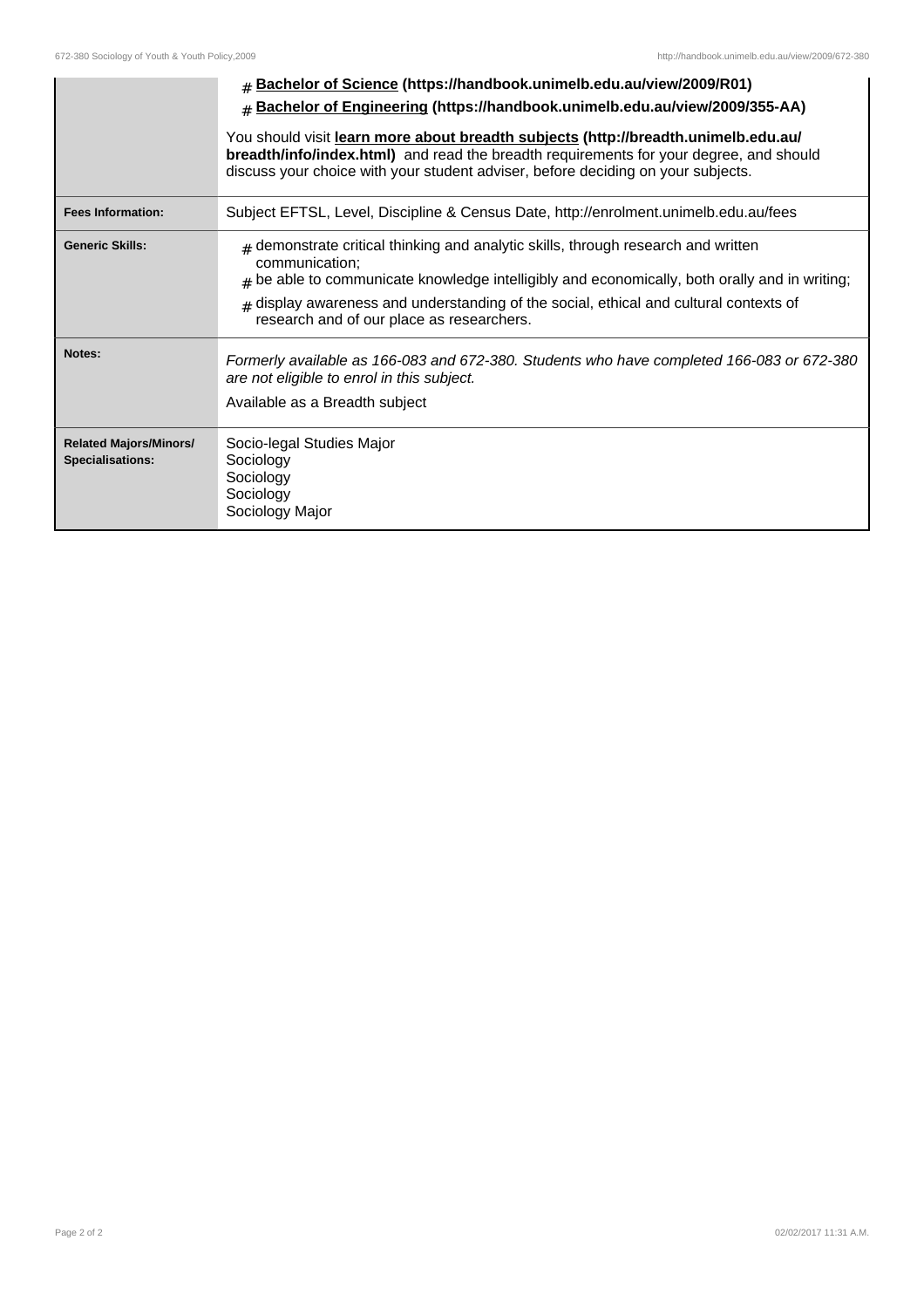| | |
|---|---|
| | # **Bachelor of Science** (https://handbook.unimelb.edu.au/view/2009/R01)<br># **Bachelor of Engineering** (https://handbook.unimelb.edu.au/view/2009/355-AA)<br><br>You should visit **learn more about breadth subjects** (http://breadth.unimelb.edu.au/breadth/info/index.html) and read the breadth requirements for your degree, and should discuss your choice with your student adviser, before deciding on your subjects. |
| **Fees Information:** | Subject EFTSL, Level, Discipline & Census Date, http://enrolment.unimelb.edu.au/fees |
| **Generic Skills:** | # demonstrate critical thinking and analytic skills, through research and written communication;<br># be able to communicate knowledge intelligibly and economically, both orally and in writing;<br># display awareness and understanding of the social, ethical and cultural contexts of research and of our place as researchers. |
| **Notes:** | *Formerly available as 166-083 and 672-380. Students who have completed 166-083 or 672-380 are not eligible to enrol in this subject.*<br><br>Available as a Breadth subject |
| **Related Majors/Minors/ Specialisations:** | Socio-legal Studies Major<br>Sociology<br>Sociology<br>Sociology<br>Sociology Major |